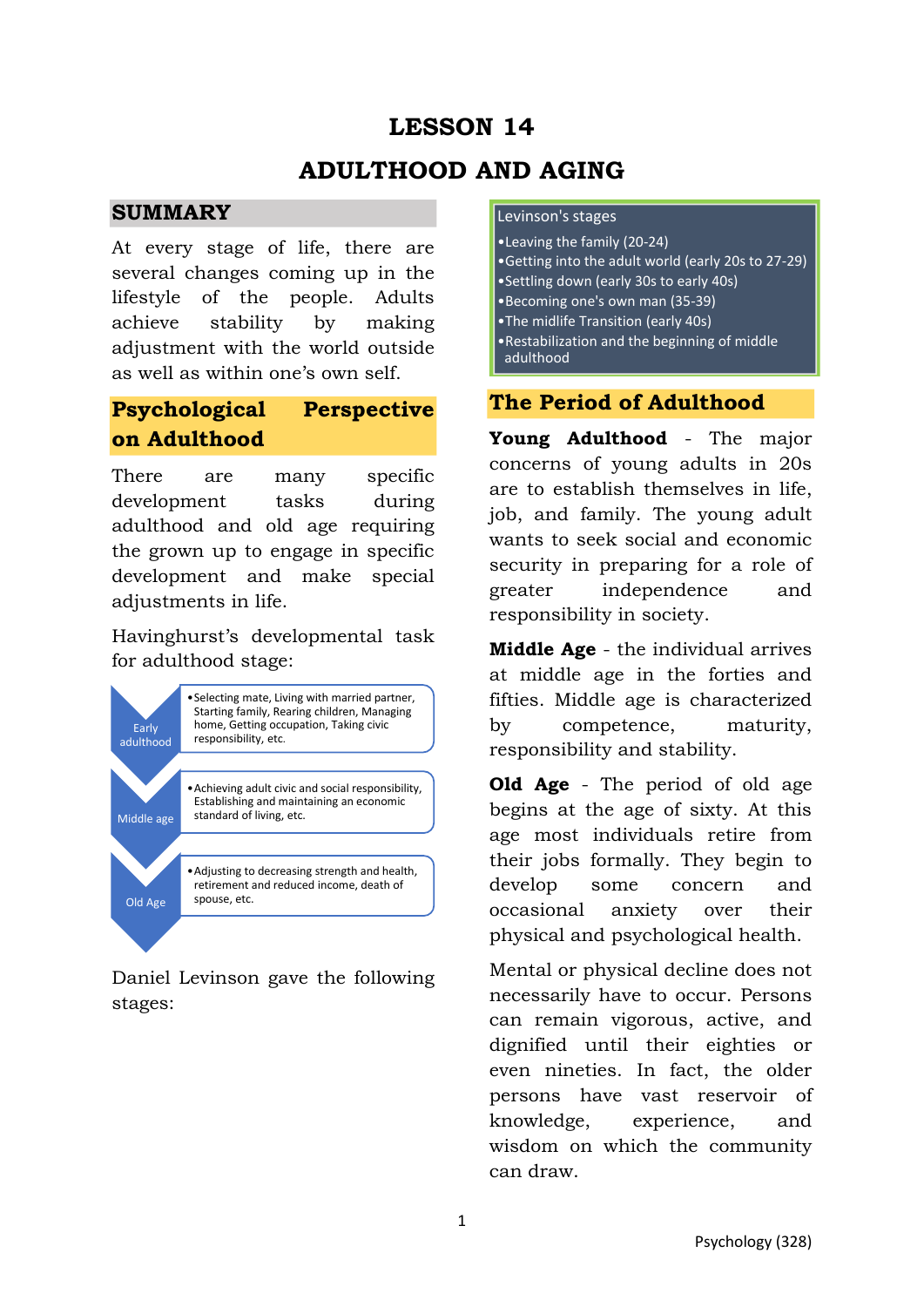# LESSON 14

# ADULTHOOD AND AGING

## SUMMARY

At every stage of life, there are several changes coming up in the lifestyle of the people. Adults achieve stability by making adjustment with the world outside as well as within one's own self.

## Psychological Perspective on Adulthood

There are many specific development tasks during adulthood and old age requiring the grown up to engage in specific development and make special adjustments in life.

Havinghurst's developmental task for adulthood stage:

- **Early adulthood**
  - Selecting mate, Living with married partner, Starting family, Rearing children, Managing home, Getting occupation, Taking civic responsibility, etc.
- **Middle age**
  - Achieving adult civic and social responsibility, Establishing and maintaining an economic standard of living, etc.
- **Old Age**
  - Adjusting to decreasing strength and health, retirement and reduced income, death of spouse, etc.

Daniel Levinson gave the following stages:

**Levinson's stages**

- Leaving the family (20-24)
- Getting into the adult world (early 20s to 27-29)
- Settling down (early 30s to early 40s)
- Becoming one's own man (35-39)
- The midlife Transition (early 40s)
- Restabilization and the beginning of middle adulthood

## The Period of Adulthood

**Young Adulthood** - The major concerns of young adults in 20s are to establish themselves in life, job, and family. The young adult wants to seek social and economic security in preparing for a role of greater independence and responsibility in society.

**Middle Age** - the individual arrives at middle age in the forties and fifties. Middle age is characterized by competence, maturity, responsibility and stability.

**Old Age** - The period of old age begins at the age of sixty. At this age most individuals retire from their jobs formally. They begin to develop some concern and occasional anxiety over their physical and psychological health.

Mental or physical decline does not necessarily have to occur. Persons can remain vigorous, active, and dignified until their eighties or even nineties. In fact, the older persons have vast reservoir of knowledge, experience, and wisdom on which the community can draw.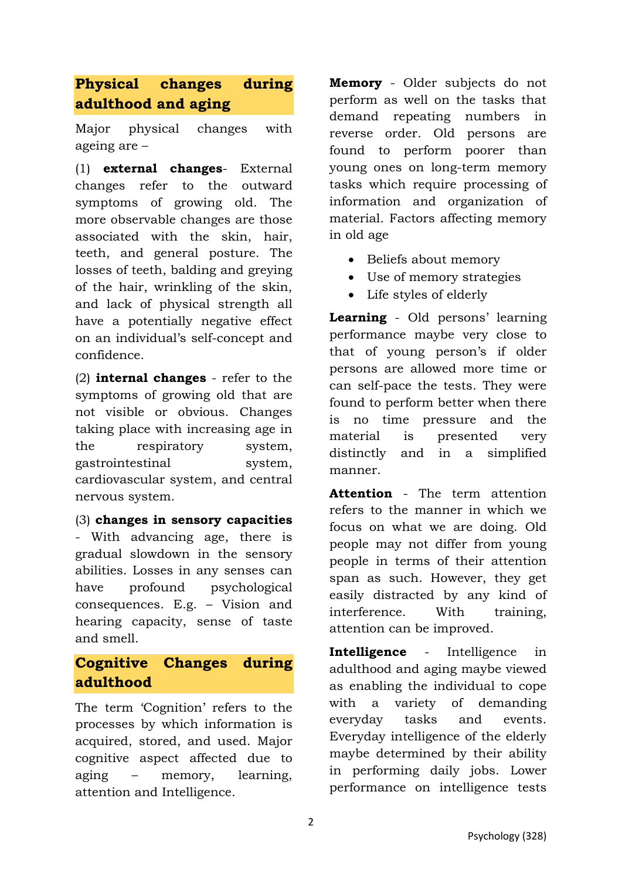## Physical changes during adulthood and aging

Major physical changes with ageing are –

(1) **external changes**- External changes refer to the outward symptoms of growing old. The more observable changes are those associated with the skin, hair, teeth, and general posture. The losses of teeth, balding and greying of the hair, wrinkling of the skin, and lack of physical strength all have a potentially negative effect on an individual's self-concept and confidence.

(2) **internal changes** - refer to the symptoms of growing old that are not visible or obvious. Changes taking place with increasing age in the respiratory system, gastrointestinal system, cardiovascular system, and central nervous system.

(3) **changes in sensory capacities** - With advancing age, there is gradual slowdown in the sensory abilities. Losses in any senses can have profound psychological consequences. E.g. – Vision and hearing capacity, sense of taste and smell.

## Cognitive Changes during adulthood

The term 'Cognition' refers to the processes by which information is acquired, stored, and used. Major cognitive aspect affected due to aging – memory, learning, attention and Intelligence.

**Memory** - Older subjects do not perform as well on the tasks that demand repeating numbers in reverse order. Old persons are found to perform poorer than young ones on long-term memory tasks which require processing of information and organization of material. Factors affecting memory in old age

- Beliefs about memory
- Use of memory strategies
- Life styles of elderly

**Learning** - Old persons' learning performance maybe very close to that of young person's if older persons are allowed more time or can self-pace the tests. They were found to perform better when there is no time pressure and the material is presented very distinctly and in a simplified manner.

**Attention** - The term attention refers to the manner in which we focus on what we are doing. Old people may not differ from young people in terms of their attention span as such. However, they get easily distracted by any kind of interference. With training, attention can be improved.

**Intelligence** - Intelligence in adulthood and aging maybe viewed as enabling the individual to cope with a variety of demanding everyday tasks and events. Everyday intelligence of the elderly maybe determined by their ability in performing daily jobs. Lower performance on intelligence tests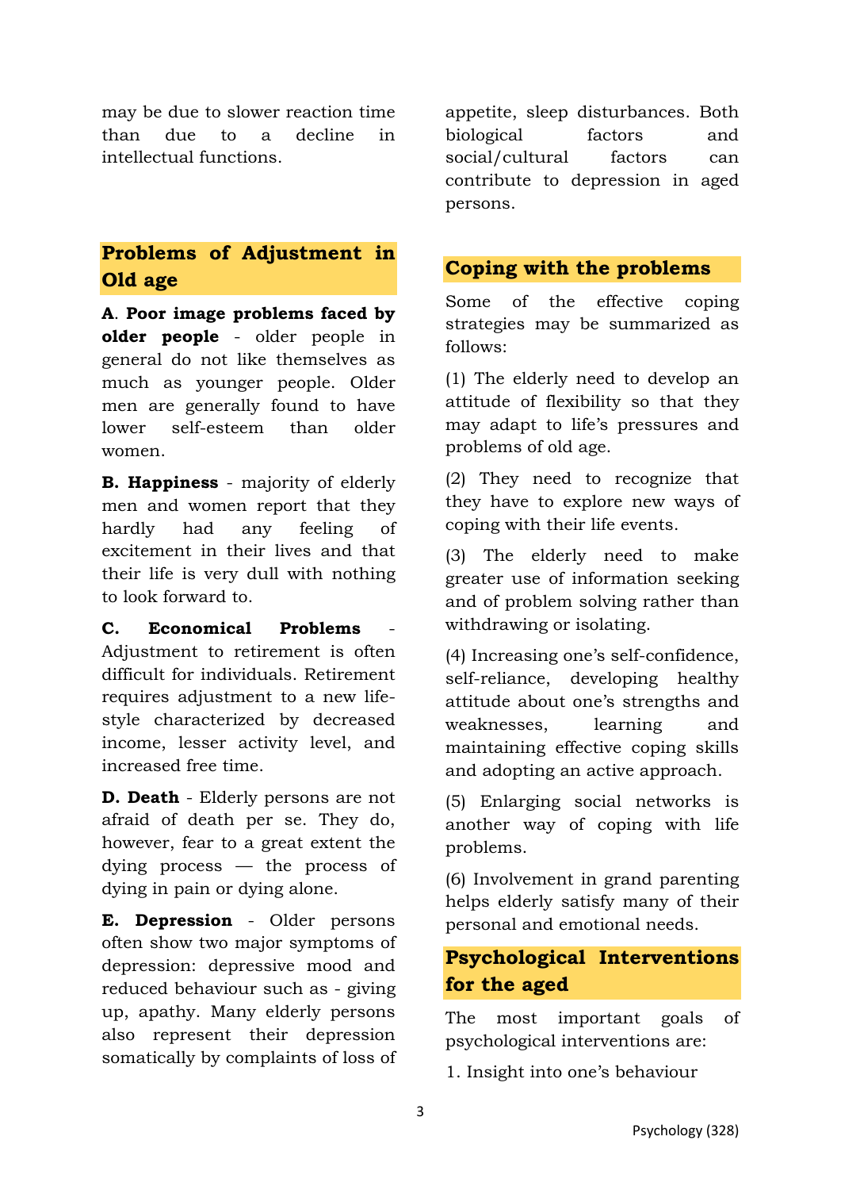may be due to slower reaction time than due to a decline in intellectual functions.

## Problems of Adjustment in Old age

**A**. **Poor image problems faced by older people** - older people in general do not like themselves as much as younger people. Older men are generally found to have lower self-esteem than older women.

**B. Happiness** - majority of elderly men and women report that they hardly had any feeling of excitement in their lives and that their life is very dull with nothing to look forward to.

**C. Economical Problems** - Adjustment to retirement is often difficult for individuals. Retirement requires adjustment to a new life-style characterized by decreased income, lesser activity level, and increased free time.

**D. Death** - Elderly persons are not afraid of death per se. They do, however, fear to a great extent the dying process — the process of dying in pain or dying alone.

**E. Depression** - Older persons often show two major symptoms of depression: depressive mood and reduced behaviour such as - giving up, apathy. Many elderly persons also represent their depression somatically by complaints of loss of appetite, sleep disturbances. Both biological factors and social/cultural factors can contribute to depression in aged persons.

## Coping with the problems

Some of the effective coping strategies may be summarized as follows:

(1) The elderly need to develop an attitude of flexibility so that they may adapt to life's pressures and problems of old age.

(2) They need to recognize that they have to explore new ways of coping with their life events.

(3) The elderly need to make greater use of information seeking and of problem solving rather than withdrawing or isolating.

(4) Increasing one's self-confidence, self-reliance, developing healthy attitude about one's strengths and weaknesses, learning and maintaining effective coping skills and adopting an active approach.

(5) Enlarging social networks is another way of coping with life problems.

(6) Involvement in grand parenting helps elderly satisfy many of their personal and emotional needs.

## Psychological Interventions for the aged

The most important goals of psychological interventions are:

1. Insight into one's behaviour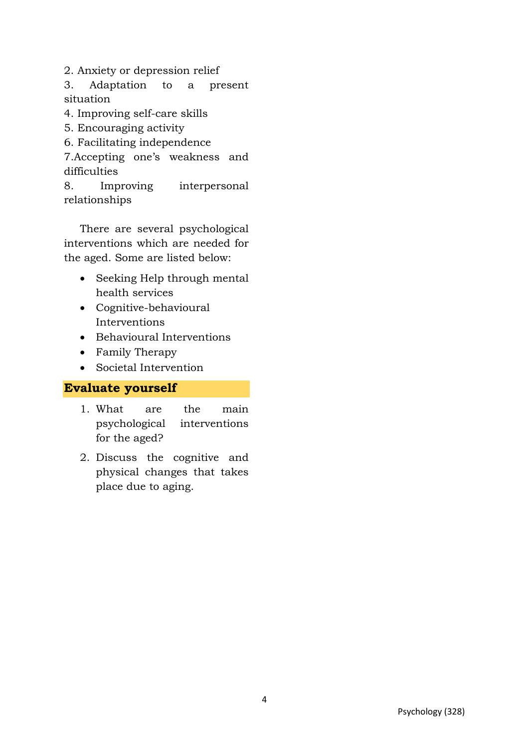2. Anxiety or depression relief
3. Adaptation to a present situation
4. Improving self-care skills
5. Encouraging activity
6. Facilitating independence
7. Accepting one's weakness and difficulties
8. Improving interpersonal relationships

There are several psychological interventions which are needed for the aged. Some are listed below:

- Seeking Help through mental health services
- Cognitive-behavioural Interventions
- Behavioural Interventions
- Family Therapy
- Societal Intervention

## Evaluate yourself

1. What are the main psychological interventions for the aged?
2. Discuss the cognitive and physical changes that takes place due to aging.